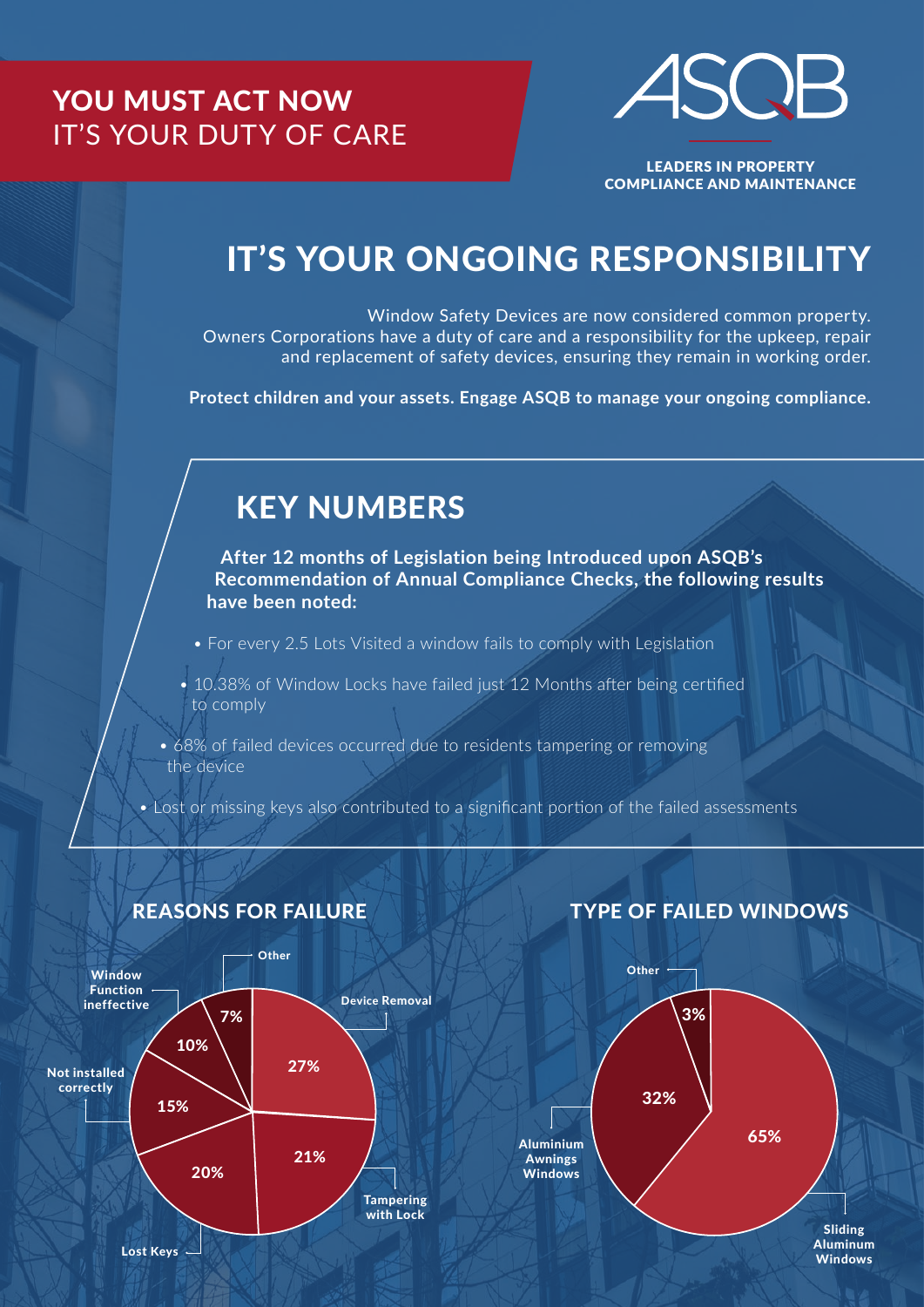# YOU MUST ACT NOW
IT'S YOUR DUTY OF CARE

ASQB

LEADERS IN PROPERTY COMPLIANCE AND MAINTENANCE

## IT'S YOUR ONGOING RESPONSIBILITY

Window Safety Devices are now considered common property. Owners Corporations have a duty of care and a responsibility for the upkeep, repair and replacement of safety devices, ensuring they remain in working order.

**Protect children and your assets. Engage ASQB to manage your ongoing compliance.**

## KEY NUMBERS

**After 12 months of Legislation being Introduced upon ASQB's Recommendation of Annual Compliance Checks, the following results have been noted:**

- For every 2.5 Lots Visited a window fails to comply with Legislation
- 10.38% of Window Locks have failed just 12 Months after being certified to comply
- 68% of failed devices occurred due to residents tampering or removing the device
- Lost or missing keys also contributed to a significant portion of the failed assessments

### REASONS FOR FAILURE

| Reason | Percentage |
| --- | --- |
| Device Removal | 27% |
| Tampering with Lock | 21% |
| Lost Keys | 20% |
| Not installed correctly | 15% |
| Window Function ineffective | 10% |
| Other | 7% |

### TYPE OF FAILED WINDOWS

| Type | Percentage |
| --- | --- |
| Sliding Aluminum Windows | 65% |
| Aluminium Awnings Windows | 32% |
| Other | 3% |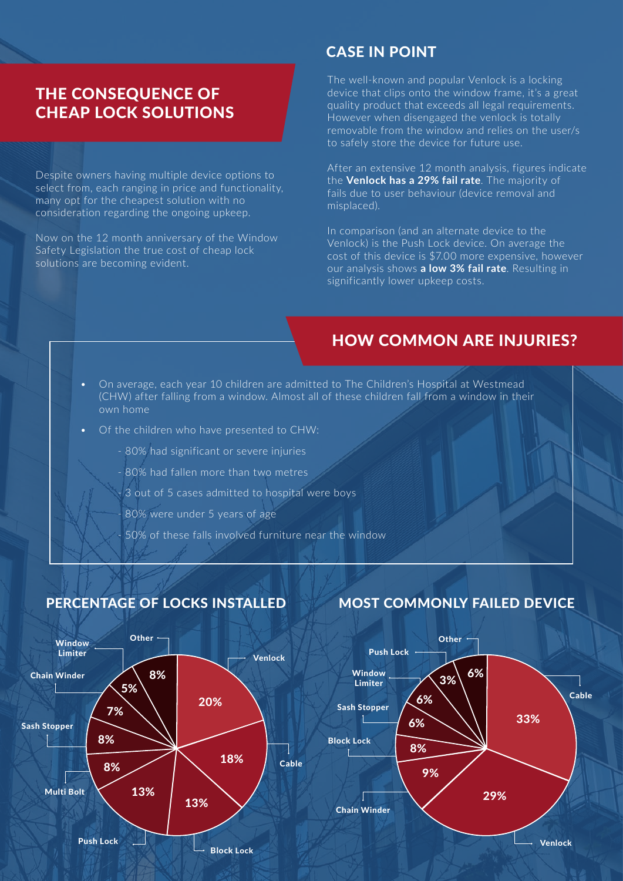## THE CONSEQUENCE OF CHEAP LOCK SOLUTIONS

Despite owners having multiple device options to select from, each ranging in price and functionality, many opt for the cheapest solution with no consideration regarding the ongoing upkeep.

Now on the 12 month anniversary of the Window Safety Legislation the true cost of cheap lock solutions are becoming evident.

## CASE IN POINT

The well-known and popular Venlock is a locking device that clips onto the window frame, it's a great quality product that exceeds all legal requirements. However when disengaged the venlock is totally removable from the window and relies on the user/s to safely store the device for future use.

After an extensive 12 month analysis, figures indicate the **Venlock has a 29% fail rate**. The majority of fails due to user behaviour (device removal and misplaced).

In comparison (and an alternate device to the Venlock) is the Push Lock device. On average the cost of this device is $7.00 more expensive, however our analysis shows **a low 3% fail rate**. Resulting in significantly lower upkeep costs.

## HOW COMMON ARE INJURIES?

- On average, each year 10 children are admitted to The Children's Hospital at Westmead (CHW) after falling from a window. Almost all of these children fall from a window in their own home
- Of the children who have presented to CHW:
  - 80% had significant or severe injuries
  - 80% had fallen more than two metres
  - 3 out of 5 cases admitted to hospital were boys
  - 80% were under 5 years of age
  - 50% of these falls involved furniture near the window

## PERCENTAGE OF LOCKS INSTALLED

Venlock 20%
Cable 18%
Block Lock 13%
Push Lock 13%
Multi Bolt 8%
Sash Stopper 8%
Chain Winder 7%
Window Limiter 5%
Other 8%

## MOST COMMONLY FAILED DEVICE

Cable 33%
Venlock 29%
Chain Winder 9%
Block Lock 8%
Sash Stopper 6%
Window Limiter 6%
Push Lock 3%
Other 6%